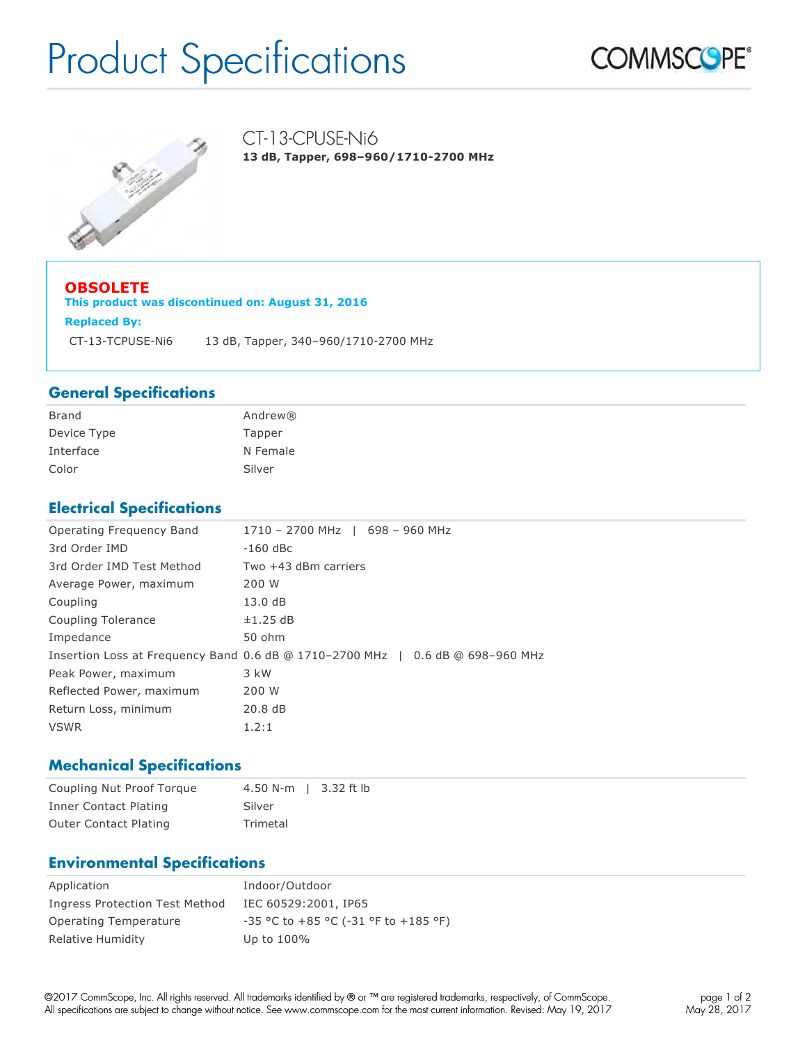# Product Specifications

COMMSCOPE®

## CT-13-CPUSE-Ni6

**13 dB, Tapper, 698–960/1710-2700 MHz**

**OBSOLETE**

**This product was discontinued on: August 31, 2016**

**Replaced By:**

| | |
|---|---|
| CT-13-TCPUSE-Ni6 | 13 dB, Tapper, 340–960/1710-2700 MHz |

## General Specifications

| | |
|---|---|
| Brand | Andrew® |
| Device Type | Tapper |
| Interface | N Female |
| Color | Silver |

## Electrical Specifications

| | |
|---|---|
| Operating Frequency Band | 1710 – 2700 MHz \| 698 – 960 MHz |
| 3rd Order IMD | -160 dBc |
| 3rd Order IMD Test Method | Two +43 dBm carriers |
| Average Power, maximum | 200 W |
| Coupling | 13.0 dB |
| Coupling Tolerance | ±1.25 dB |
| Impedance | 50 ohm |
| Insertion Loss at Frequency Band | 0.6 dB @ 1710–2700 MHz \| 0.6 dB @ 698–960 MHz |
| Peak Power, maximum | 3 kW |
| Reflected Power, maximum | 200 W |
| Return Loss, minimum | 20.8 dB |
| VSWR | 1.2:1 |

## Mechanical Specifications

| | |
|---|---|
| Coupling Nut Proof Torque | 4.50 N-m \| 3.32 ft lb |
| Inner Contact Plating | Silver |
| Outer Contact Plating | Trimetal |

## Environmental Specifications

| | |
|---|---|
| Application | Indoor/Outdoor |
| Ingress Protection Test Method | IEC 60529:2001, IP65 |
| Operating Temperature | -35 °C to +85 °C (-31 °F to +185 °F) |
| Relative Humidity | Up to 100% |

©2017 CommScope, Inc. All rights reserved. All trademarks identified by ® or ™ are registered trademarks, respectively, of CommScope. All specifications are subject to change without notice. See www.commscope.com for the most current information. Revised: May 19, 2017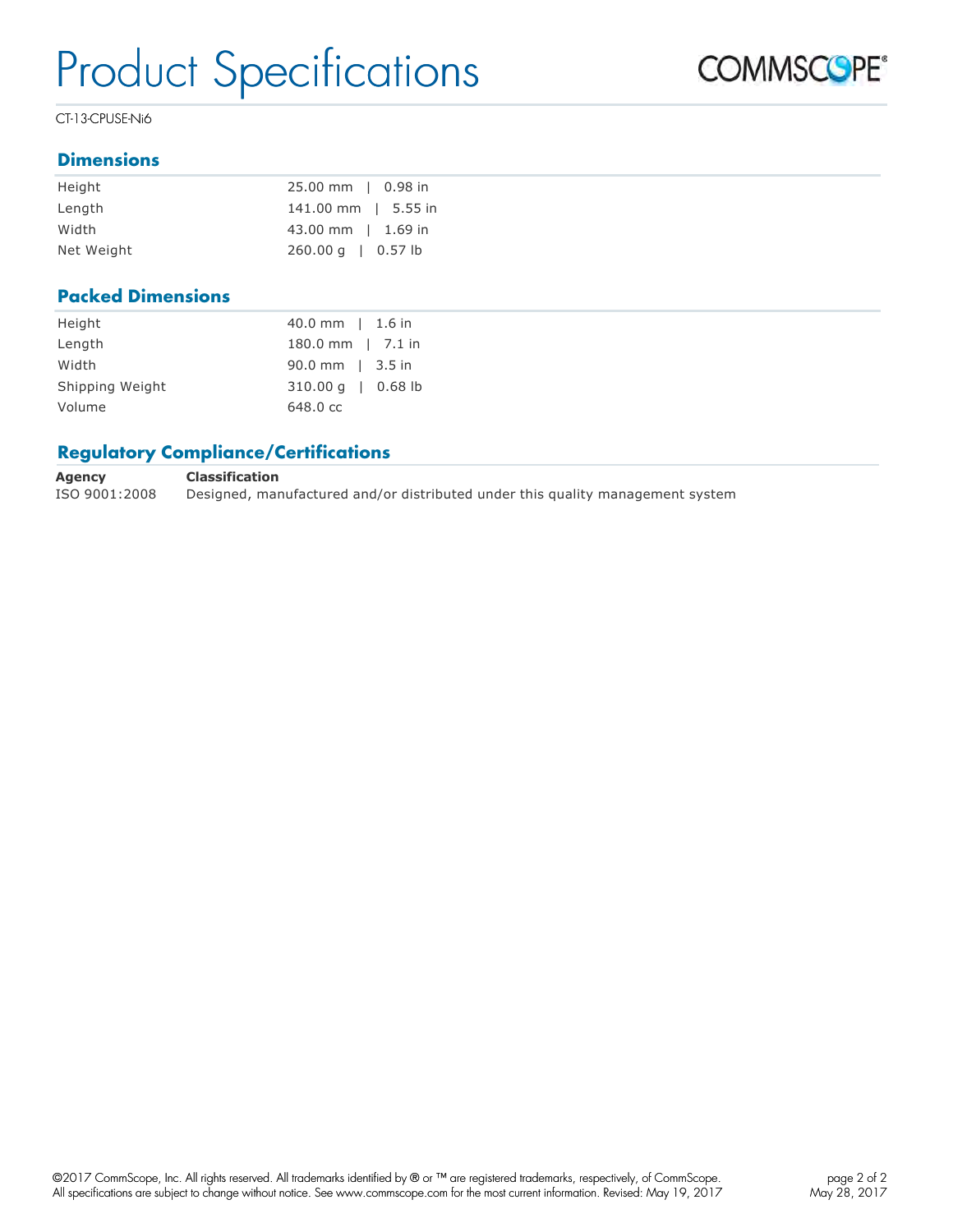# Product Specifications

CT-13-CPUSE-Ni6

## Dimensions

| | |
|---|---|
| Height | 25.00 mm \| 0.98 in |
| Length | 141.00 mm \| 5.55 in |
| Width | 43.00 mm \| 1.69 in |
| Net Weight | 260.00 g \| 0.57 lb |

## Packed Dimensions

| | |
|---|---|
| Height | 40.0 mm \| 1.6 in |
| Length | 180.0 mm \| 7.1 in |
| Width | 90.0 mm \| 3.5 in |
| Shipping Weight | 310.00 g \| 0.68 lb |
| Volume | 648.0 cc |

## Regulatory Compliance/Certifications

| Agency | Classification |
|---|---|
| ISO 9001:2008 | Designed, manufactured and/or distributed under this quality management system |

©2017 CommScope, Inc. All rights reserved. All trademarks identified by ® or ™ are registered trademarks, respectively, of CommScope.
All specifications are subject to change without notice. See www.commscope.com for the most current information. Revised: May 19, 2017

May 28, 2017